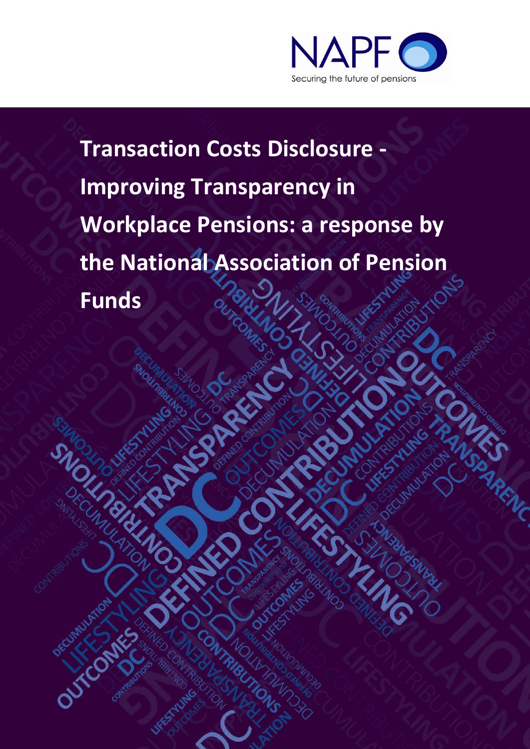NAPF

Securing the future of pensions

# Transaction Costs Disclosure - Improving Transparency in Workplace Pensions: a response by the National Association of Pension Funds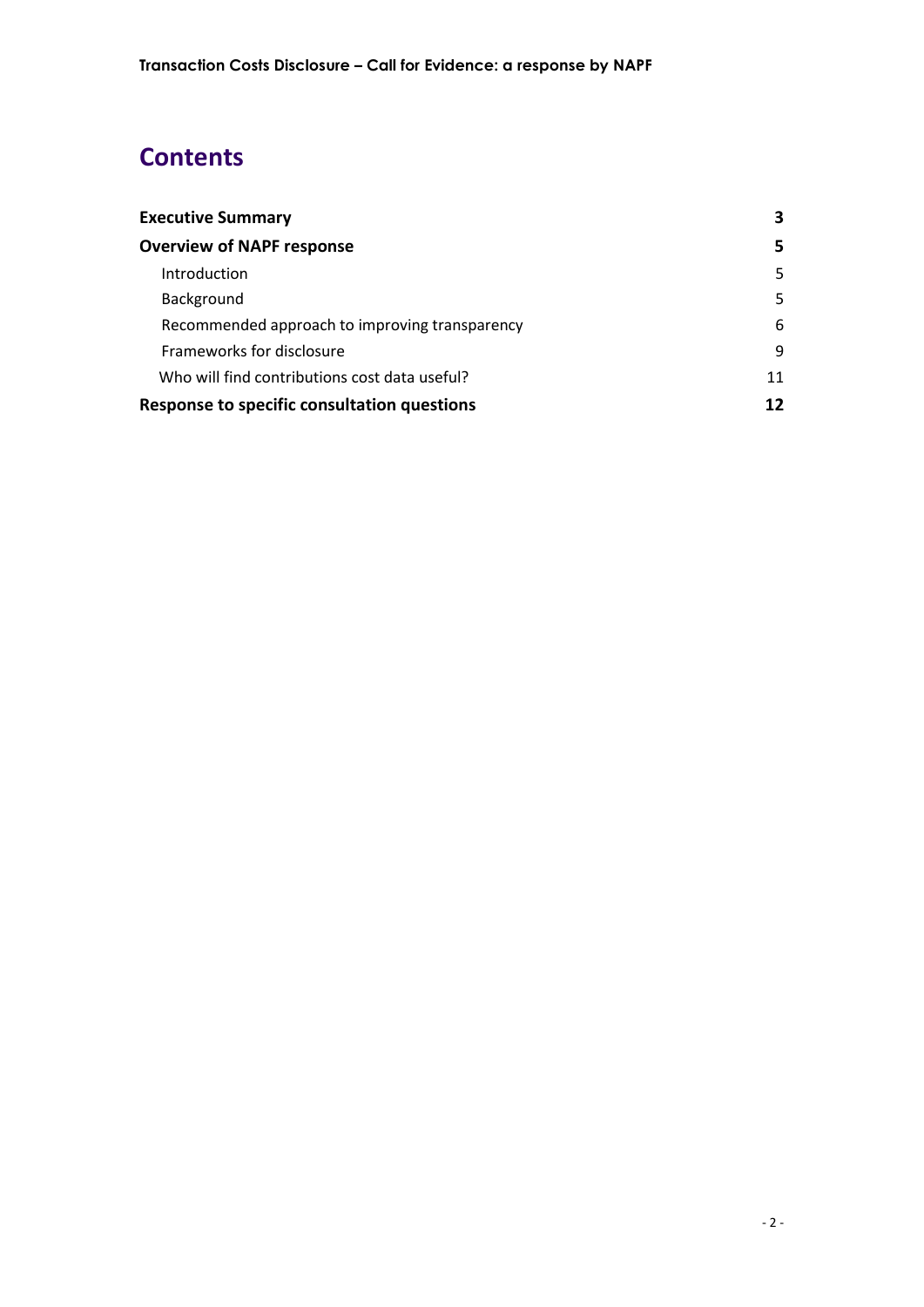# Contents

| | |
|---|---|
| **Executive Summary** | **3** |
| **Overview of NAPF response** | **5** |
| Introduction | 5 |
| Background | 5 |
| Recommended approach to improving transparency | 6 |
| Frameworks for disclosure | 9 |
| Who will find contributions cost data useful? | 11 |
| **Response to specific consultation questions** | **12** |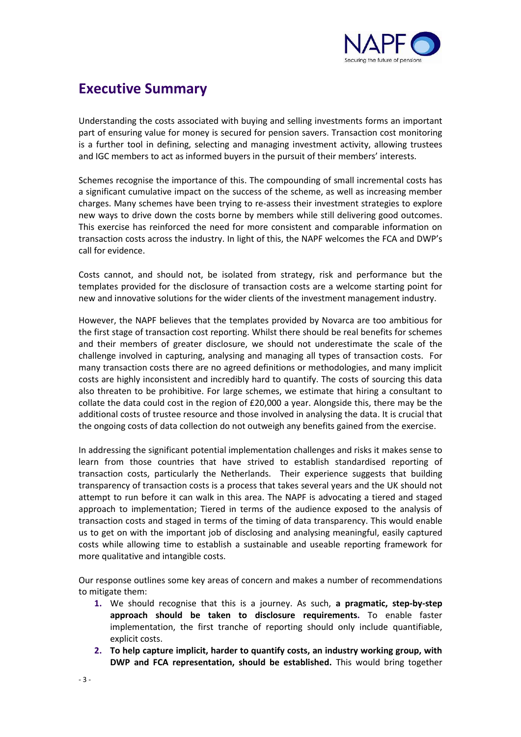# Executive Summary

Understanding the costs associated with buying and selling investments forms an important part of ensuring value for money is secured for pension savers. Transaction cost monitoring is a further tool in defining, selecting and managing investment activity, allowing trustees and IGC members to act as informed buyers in the pursuit of their members' interests.

Schemes recognise the importance of this. The compounding of small incremental costs has a significant cumulative impact on the success of the scheme, as well as increasing member charges. Many schemes have been trying to re-assess their investment strategies to explore new ways to drive down the costs borne by members while still delivering good outcomes. This exercise has reinforced the need for more consistent and comparable information on transaction costs across the industry. In light of this, the NAPF welcomes the FCA and DWP's call for evidence.

Costs cannot, and should not, be isolated from strategy, risk and performance but the templates provided for the disclosure of transaction costs are a welcome starting point for new and innovative solutions for the wider clients of the investment management industry.

However, the NAPF believes that the templates provided by Novarca are too ambitious for the first stage of transaction cost reporting. Whilst there should be real benefits for schemes and their members of greater disclosure, we should not underestimate the scale of the challenge involved in capturing, analysing and managing all types of transaction costs. For many transaction costs there are no agreed definitions or methodologies, and many implicit costs are highly inconsistent and incredibly hard to quantify. The costs of sourcing this data also threaten to be prohibitive. For large schemes, we estimate that hiring a consultant to collate the data could cost in the region of £20,000 a year. Alongside this, there may be the additional costs of trustee resource and those involved in analysing the data. It is crucial that the ongoing costs of data collection do not outweigh any benefits gained from the exercise.

In addressing the significant potential implementation challenges and risks it makes sense to learn from those countries that have strived to establish standardised reporting of transaction costs, particularly the Netherlands. Their experience suggests that building transparency of transaction costs is a process that takes several years and the UK should not attempt to run before it can walk in this area. The NAPF is advocating a tiered and staged approach to implementation; Tiered in terms of the audience exposed to the analysis of transaction costs and staged in terms of the timing of data transparency. This would enable us to get on with the important job of disclosing and analysing meaningful, easily captured costs while allowing time to establish a sustainable and useable reporting framework for more qualitative and intangible costs.

Our response outlines some key areas of concern and makes a number of recommendations to mitigate them:

1. We should recognise that this is a journey. As such, **a pragmatic, step-by-step approach should be taken to disclosure requirements.** To enable faster implementation, the first tranche of reporting should only include quantifiable, explicit costs.
2. **To help capture implicit, harder to quantify costs, an industry working group, with DWP and FCA representation, should be established.** This would bring together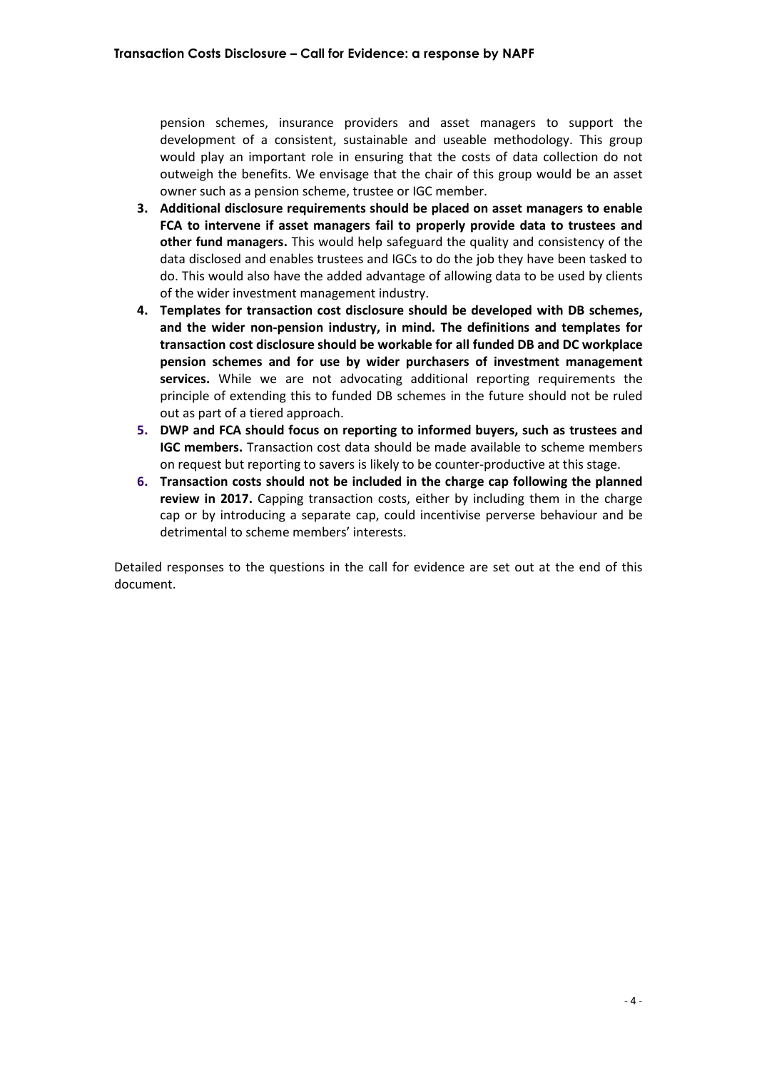pension schemes, insurance providers and asset managers to support the development of a consistent, sustainable and useable methodology. This group would play an important role in ensuring that the costs of data collection do not outweigh the benefits. We envisage that the chair of this group would be an asset owner such as a pension scheme, trustee or IGC member.

3. **Additional disclosure requirements should be placed on asset managers to enable FCA to intervene if asset managers fail to properly provide data to trustees and other fund managers.** This would help safeguard the quality and consistency of the data disclosed and enables trustees and IGCs to do the job they have been tasked to do. This would also have the added advantage of allowing data to be used by clients of the wider investment management industry.
4. **Templates for transaction cost disclosure should be developed with DB schemes, and the wider non-pension industry, in mind. The definitions and templates for transaction cost disclosure should be workable for all funded DB and DC workplace pension schemes and for use by wider purchasers of investment management services.** While we are not advocating additional reporting requirements the principle of extending this to funded DB schemes in the future should not be ruled out as part of a tiered approach.
5. **DWP and FCA should focus on reporting to informed buyers, such as trustees and IGC members.** Transaction cost data should be made available to scheme members on request but reporting to savers is likely to be counter-productive at this stage.
6. **Transaction costs should not be included in the charge cap following the planned review in 2017.** Capping transaction costs, either by including them in the charge cap or by introducing a separate cap, could incentivise perverse behaviour and be detrimental to scheme members' interests.

Detailed responses to the questions in the call for evidence are set out at the end of this document.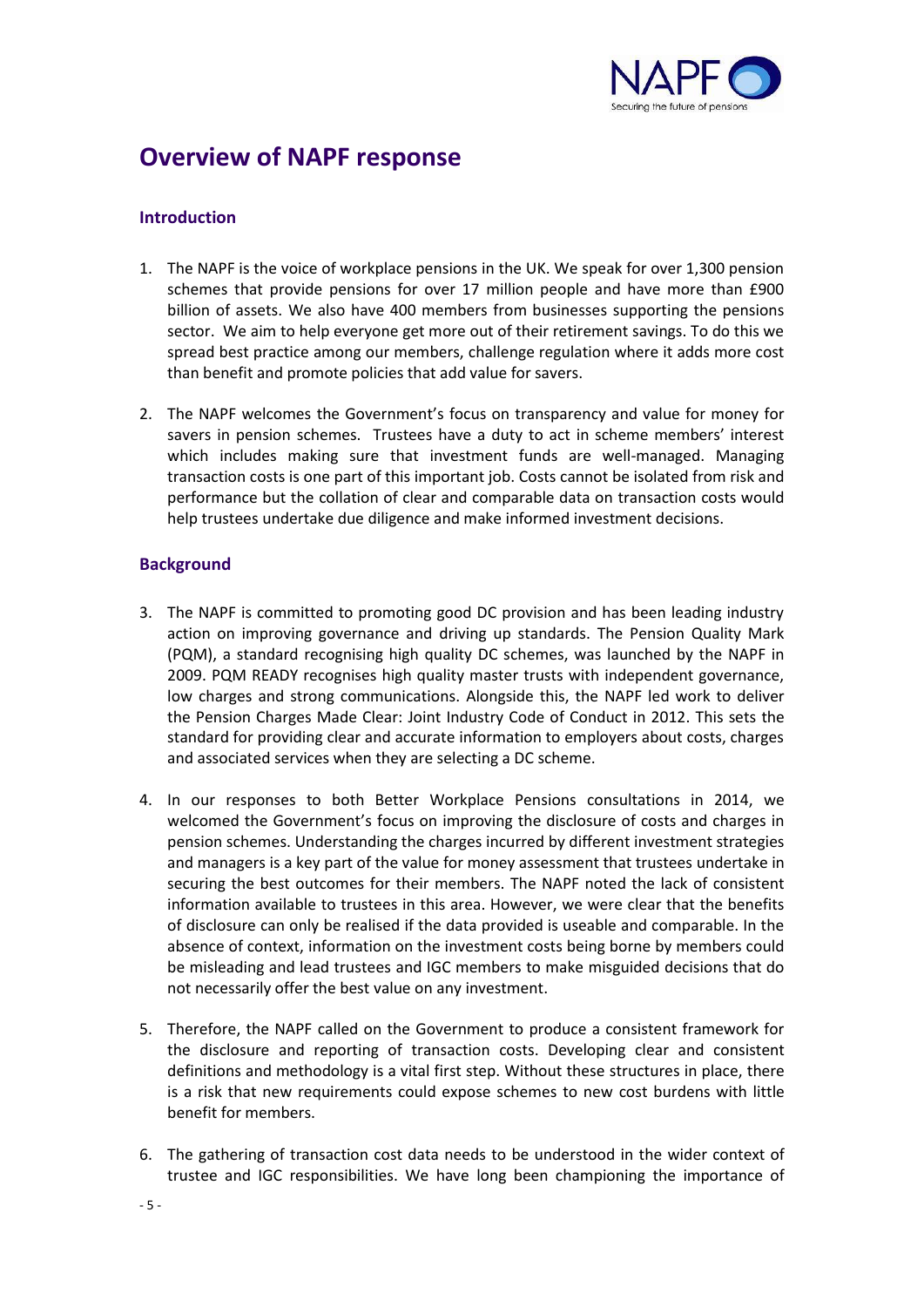# Overview of NAPF response

## Introduction

1. The NAPF is the voice of workplace pensions in the UK. We speak for over 1,300 pension schemes that provide pensions for over 17 million people and have more than £900 billion of assets. We also have 400 members from businesses supporting the pensions sector. We aim to help everyone get more out of their retirement savings. To do this we spread best practice among our members, challenge regulation where it adds more cost than benefit and promote policies that add value for savers.

2. The NAPF welcomes the Government's focus on transparency and value for money for savers in pension schemes. Trustees have a duty to act in scheme members' interest which includes making sure that investment funds are well-managed. Managing transaction costs is one part of this important job. Costs cannot be isolated from risk and performance but the collation of clear and comparable data on transaction costs would help trustees undertake due diligence and make informed investment decisions.

## Background

3. The NAPF is committed to promoting good DC provision and has been leading industry action on improving governance and driving up standards. The Pension Quality Mark (PQM), a standard recognising high quality DC schemes, was launched by the NAPF in 2009. PQM READY recognises high quality master trusts with independent governance, low charges and strong communications. Alongside this, the NAPF led work to deliver the Pension Charges Made Clear: Joint Industry Code of Conduct in 2012. This sets the standard for providing clear and accurate information to employers about costs, charges and associated services when they are selecting a DC scheme.

4. In our responses to both Better Workplace Pensions consultations in 2014, we welcomed the Government's focus on improving the disclosure of costs and charges in pension schemes. Understanding the charges incurred by different investment strategies and managers is a key part of the value for money assessment that trustees undertake in securing the best outcomes for their members. The NAPF noted the lack of consistent information available to trustees in this area. However, we were clear that the benefits of disclosure can only be realised if the data provided is useable and comparable. In the absence of context, information on the investment costs being borne by members could be misleading and lead trustees and IGC members to make misguided decisions that do not necessarily offer the best value on any investment.

5. Therefore, the NAPF called on the Government to produce a consistent framework for the disclosure and reporting of transaction costs. Developing clear and consistent definitions and methodology is a vital first step. Without these structures in place, there is a risk that new requirements could expose schemes to new cost burdens with little benefit for members.

6. The gathering of transaction cost data needs to be understood in the wider context of trustee and IGC responsibilities. We have long been championing the importance of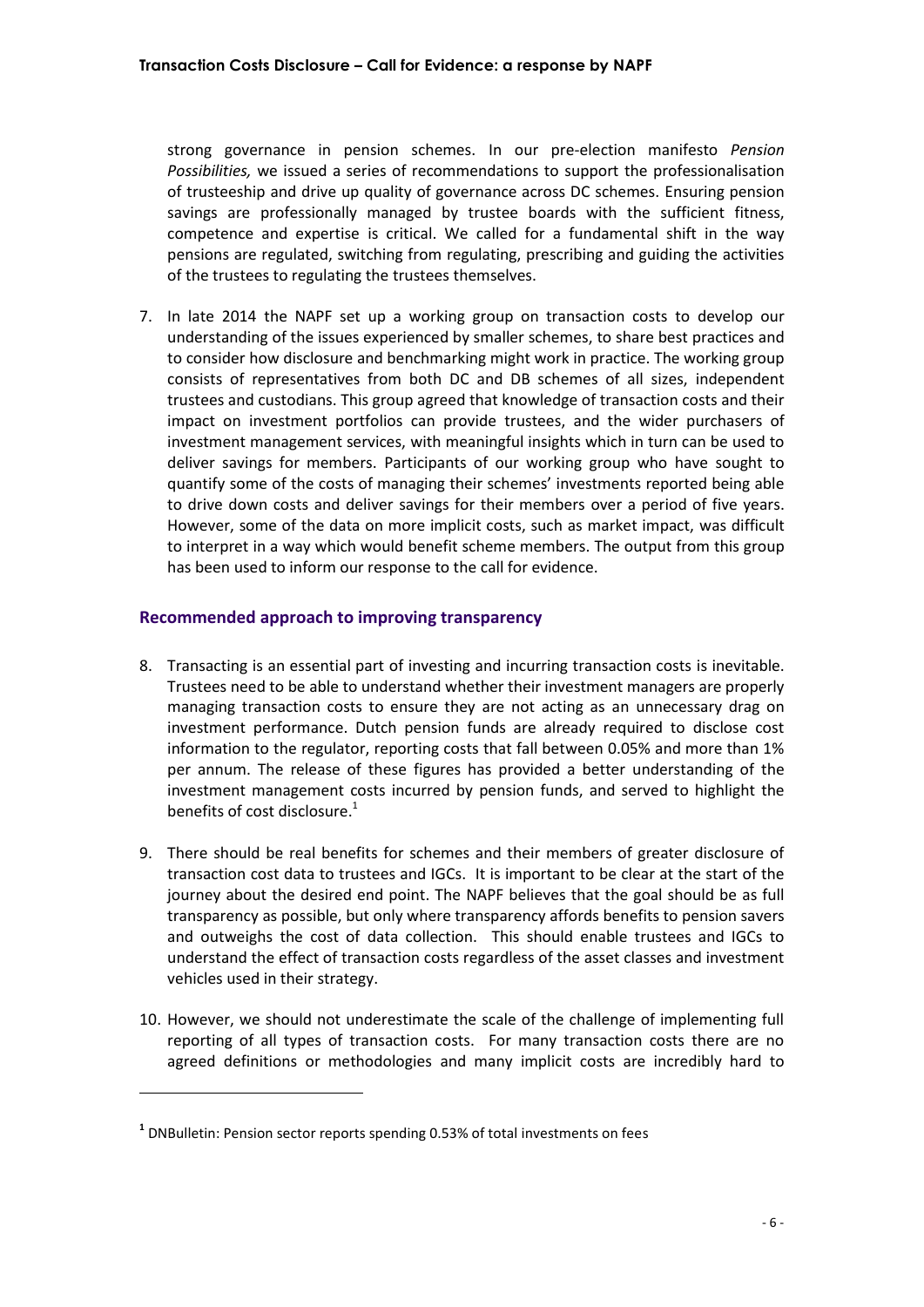strong governance in pension schemes. In our pre-election manifesto *Pension Possibilities,* we issued a series of recommendations to support the professionalisation of trusteeship and drive up quality of governance across DC schemes. Ensuring pension savings are professionally managed by trustee boards with the sufficient fitness, competence and expertise is critical. We called for a fundamental shift in the way pensions are regulated, switching from regulating, prescribing and guiding the activities of the trustees to regulating the trustees themselves.

7. In late 2014 the NAPF set up a working group on transaction costs to develop our understanding of the issues experienced by smaller schemes, to share best practices and to consider how disclosure and benchmarking might work in practice. The working group consists of representatives from both DC and DB schemes of all sizes, independent trustees and custodians. This group agreed that knowledge of transaction costs and their impact on investment portfolios can provide trustees, and the wider purchasers of investment management services, with meaningful insights which in turn can be used to deliver savings for members. Participants of our working group who have sought to quantify some of the costs of managing their schemes' investments reported being able to drive down costs and deliver savings for their members over a period of five years. However, some of the data on more implicit costs, such as market impact, was difficult to interpret in a way which would benefit scheme members. The output from this group has been used to inform our response to the call for evidence.

## Recommended approach to improving transparency

8. Transacting is an essential part of investing and incurring transaction costs is inevitable. Trustees need to be able to understand whether their investment managers are properly managing transaction costs to ensure they are not acting as an unnecessary drag on investment performance. Dutch pension funds are already required to disclose cost information to the regulator, reporting costs that fall between 0.05% and more than 1% per annum. The release of these figures has provided a better understanding of the investment management costs incurred by pension funds, and served to highlight the benefits of cost disclosure.[1]

9. There should be real benefits for schemes and their members of greater disclosure of transaction cost data to trustees and IGCs. It is important to be clear at the start of the journey about the desired end point. The NAPF believes that the goal should be as full transparency as possible, but only where transparency affords benefits to pension savers and outweighs the cost of data collection. This should enable trustees and IGCs to understand the effect of transaction costs regardless of the asset classes and investment vehicles used in their strategy.

10. However, we should not underestimate the scale of the challenge of implementing full reporting of all types of transaction costs. For many transaction costs there are no agreed definitions or methodologies and many implicit costs are incredibly hard to

---

[1] DNBulletin: Pension sector reports spending 0.53% of total investments on fees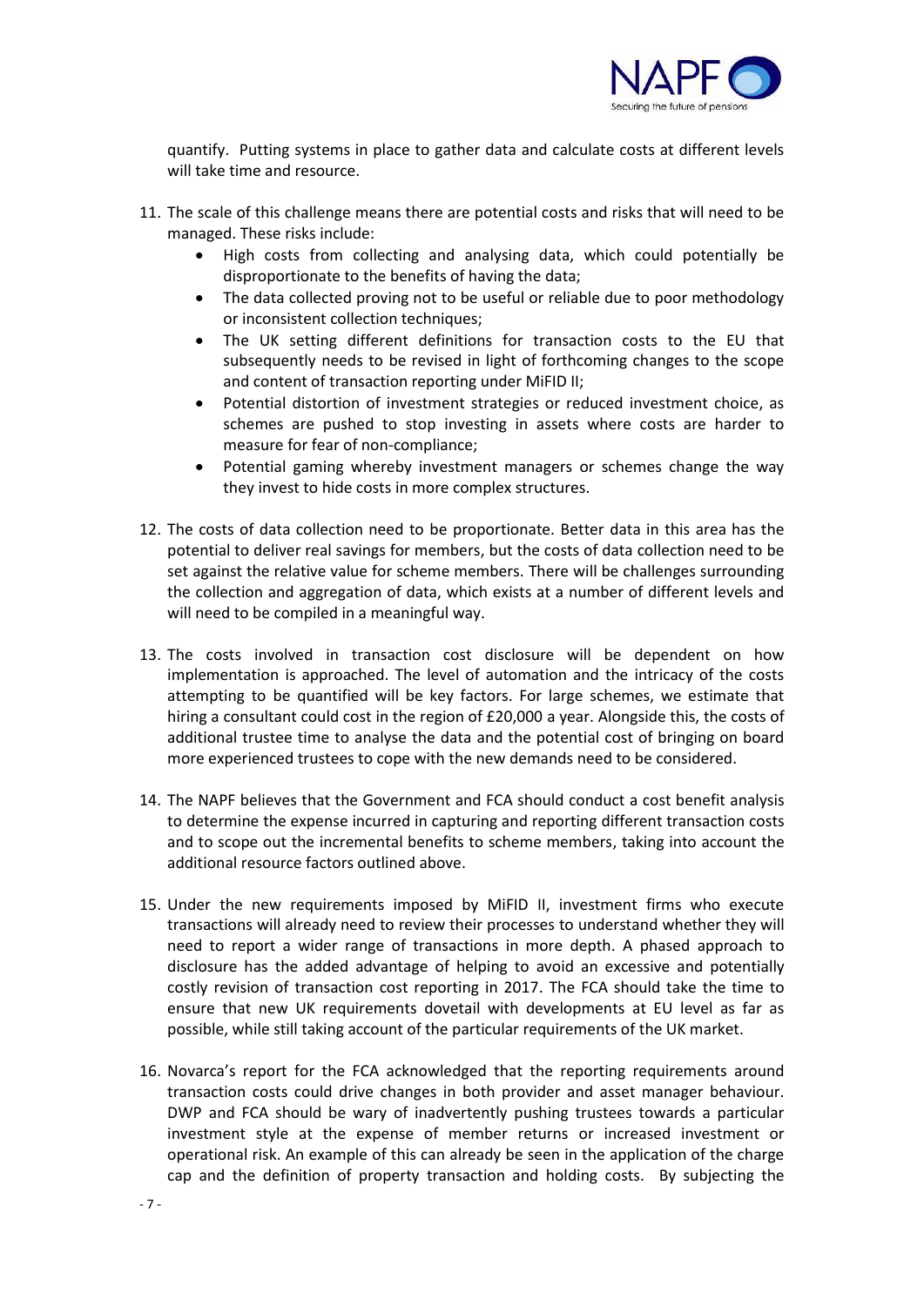quantify. Putting systems in place to gather data and calculate costs at different levels will take time and resource.

11. The scale of this challenge means there are potential costs and risks that will need to be managed. These risks include:
    - High costs from collecting and analysing data, which could potentially be disproportionate to the benefits of having the data;
    - The data collected proving not to be useful or reliable due to poor methodology or inconsistent collection techniques;
    - The UK setting different definitions for transaction costs to the EU that subsequently needs to be revised in light of forthcoming changes to the scope and content of transaction reporting under MiFID II;
    - Potential distortion of investment strategies or reduced investment choice, as schemes are pushed to stop investing in assets where costs are harder to measure for fear of non-compliance;
    - Potential gaming whereby investment managers or schemes change the way they invest to hide costs in more complex structures.

12. The costs of data collection need to be proportionate. Better data in this area has the potential to deliver real savings for members, but the costs of data collection need to be set against the relative value for scheme members. There will be challenges surrounding the collection and aggregation of data, which exists at a number of different levels and will need to be compiled in a meaningful way.

13. The costs involved in transaction cost disclosure will be dependent on how implementation is approached. The level of automation and the intricacy of the costs attempting to be quantified will be key factors. For large schemes, we estimate that hiring a consultant could cost in the region of £20,000 a year. Alongside this, the costs of additional trustee time to analyse the data and the potential cost of bringing on board more experienced trustees to cope with the new demands need to be considered.

14. The NAPF believes that the Government and FCA should conduct a cost benefit analysis to determine the expense incurred in capturing and reporting different transaction costs and to scope out the incremental benefits to scheme members, taking into account the additional resource factors outlined above.

15. Under the new requirements imposed by MiFID II, investment firms who execute transactions will already need to review their processes to understand whether they will need to report a wider range of transactions in more depth. A phased approach to disclosure has the added advantage of helping to avoid an excessive and potentially costly revision of transaction cost reporting in 2017. The FCA should take the time to ensure that new UK requirements dovetail with developments at EU level as far as possible, while still taking account of the particular requirements of the UK market.

16. Novarca's report for the FCA acknowledged that the reporting requirements around transaction costs could drive changes in both provider and asset manager behaviour. DWP and FCA should be wary of inadvertently pushing trustees towards a particular investment style at the expense of member returns or increased investment or operational risk. An example of this can already be seen in the application of the charge cap and the definition of property transaction and holding costs. By subjecting the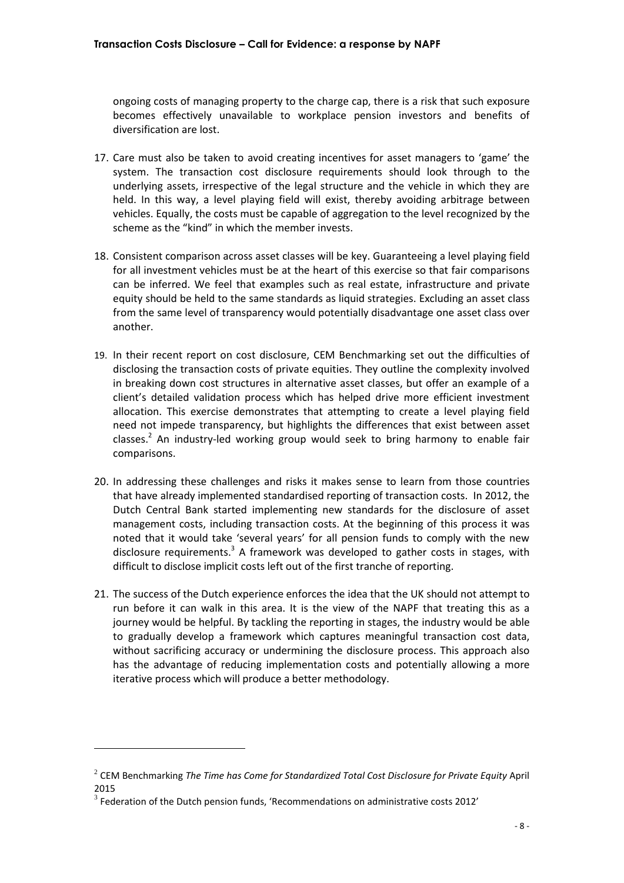ongoing costs of managing property to the charge cap, there is a risk that such exposure becomes effectively unavailable to workplace pension investors and benefits of diversification are lost.

17. Care must also be taken to avoid creating incentives for asset managers to 'game' the system. The transaction cost disclosure requirements should look through to the underlying assets, irrespective of the legal structure and the vehicle in which they are held. In this way, a level playing field will exist, thereby avoiding arbitrage between vehicles. Equally, the costs must be capable of aggregation to the level recognized by the scheme as the "kind" in which the member invests.

18. Consistent comparison across asset classes will be key. Guaranteeing a level playing field for all investment vehicles must be at the heart of this exercise so that fair comparisons can be inferred. We feel that examples such as real estate, infrastructure and private equity should be held to the same standards as liquid strategies. Excluding an asset class from the same level of transparency would potentially disadvantage one asset class over another.

19. In their recent report on cost disclosure, CEM Benchmarking set out the difficulties of disclosing the transaction costs of private equities. They outline the complexity involved in breaking down cost structures in alternative asset classes, but offer an example of a client's detailed validation process which has helped drive more efficient investment allocation. This exercise demonstrates that attempting to create a level playing field need not impede transparency, but highlights the differences that exist between asset classes.[2] An industry-led working group would seek to bring harmony to enable fair comparisons.

20. In addressing these challenges and risks it makes sense to learn from those countries that have already implemented standardised reporting of transaction costs. In 2012, the Dutch Central Bank started implementing new standards for the disclosure of asset management costs, including transaction costs. At the beginning of this process it was noted that it would take 'several years' for all pension funds to comply with the new disclosure requirements.[3] A framework was developed to gather costs in stages, with difficult to disclose implicit costs left out of the first tranche of reporting.

21. The success of the Dutch experience enforces the idea that the UK should not attempt to run before it can walk in this area. It is the view of the NAPF that treating this as a journey would be helpful. By tackling the reporting in stages, the industry would be able to gradually develop a framework which captures meaningful transaction cost data, without sacrificing accuracy or undermining the disclosure process. This approach also has the advantage of reducing implementation costs and potentially allowing a more iterative process which will produce a better methodology.

---

[2] CEM Benchmarking *The Time has Come for Standardized Total Cost Disclosure for Private Equity* April 2015

[3] Federation of the Dutch pension funds, 'Recommendations on administrative costs 2012'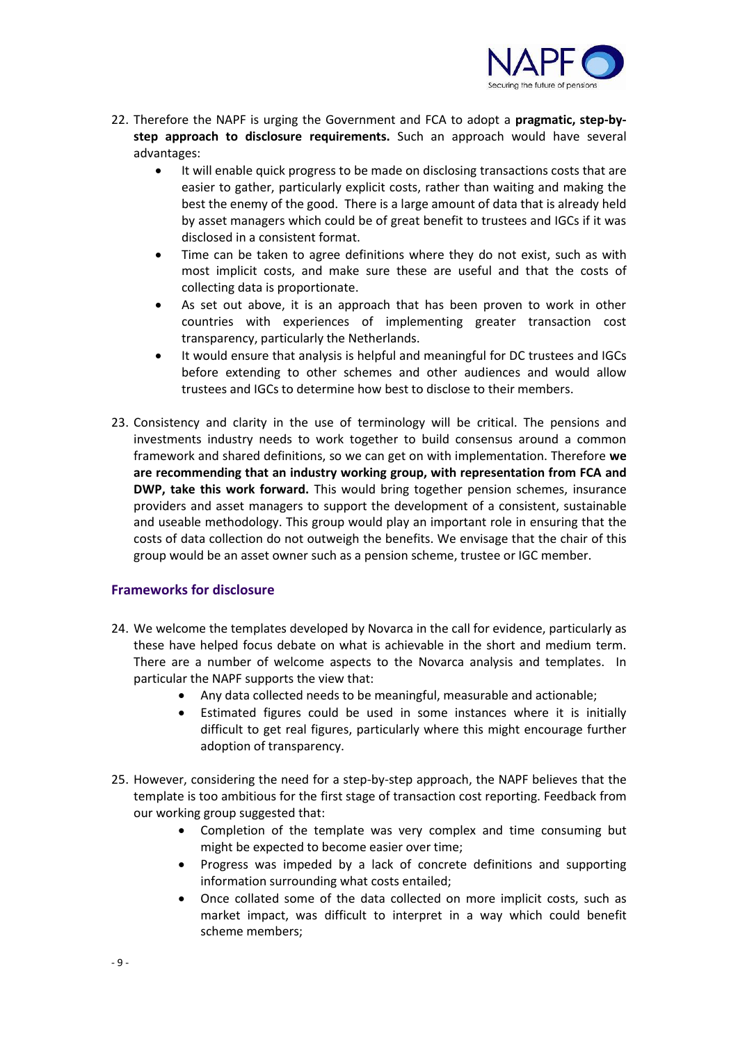22. Therefore the NAPF is urging the Government and FCA to adopt a **pragmatic, step-by-step approach to disclosure requirements.** Such an approach would have several advantages:
    - It will enable quick progress to be made on disclosing transactions costs that are easier to gather, particularly explicit costs, rather than waiting and making the best the enemy of the good. There is a large amount of data that is already held by asset managers which could be of great benefit to trustees and IGCs if it was disclosed in a consistent format.
    - Time can be taken to agree definitions where they do not exist, such as with most implicit costs, and make sure these are useful and that the costs of collecting data is proportionate.
    - As set out above, it is an approach that has been proven to work in other countries with experiences of implementing greater transaction cost transparency, particularly the Netherlands.
    - It would ensure that analysis is helpful and meaningful for DC trustees and IGCs before extending to other schemes and other audiences and would allow trustees and IGCs to determine how best to disclose to their members.

23. Consistency and clarity in the use of terminology will be critical. The pensions and investments industry needs to work together to build consensus around a common framework and shared definitions, so we can get on with implementation. Therefore **we are recommending that an industry working group, with representation from FCA and DWP, take this work forward.** This would bring together pension schemes, insurance providers and asset managers to support the development of a consistent, sustainable and useable methodology. This group would play an important role in ensuring that the costs of data collection do not outweigh the benefits. We envisage that the chair of this group would be an asset owner such as a pension scheme, trustee or IGC member.

## Frameworks for disclosure

24. We welcome the templates developed by Novarca in the call for evidence, particularly as these have helped focus debate on what is achievable in the short and medium term. There are a number of welcome aspects to the Novarca analysis and templates. In particular the NAPF supports the view that:
    - Any data collected needs to be meaningful, measurable and actionable;
    - Estimated figures could be used in some instances where it is initially difficult to get real figures, particularly where this might encourage further adoption of transparency.

25. However, considering the need for a step-by-step approach, the NAPF believes that the template is too ambitious for the first stage of transaction cost reporting. Feedback from our working group suggested that:
    - Completion of the template was very complex and time consuming but might be expected to become easier over time;
    - Progress was impeded by a lack of concrete definitions and supporting information surrounding what costs entailed;
    - Once collated some of the data collected on more implicit costs, such as market impact, was difficult to interpret in a way which could benefit scheme members;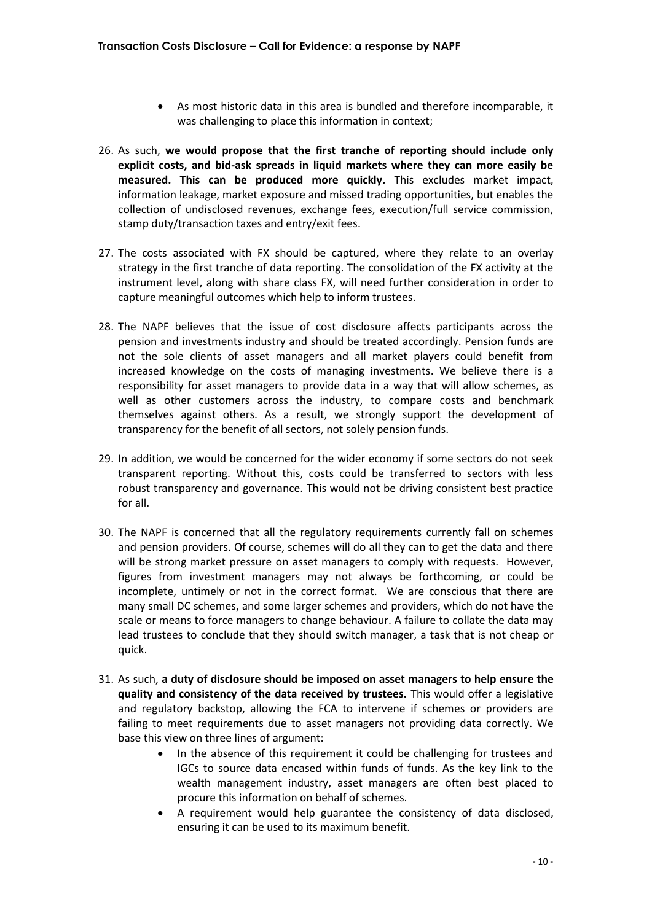- As most historic data in this area is bundled and therefore incomparable, it was challenging to place this information in context;

26. As such, **we would propose that the first tranche of reporting should include only explicit costs, and bid-ask spreads in liquid markets where they can more easily be measured. This can be produced more quickly.** This excludes market impact, information leakage, market exposure and missed trading opportunities, but enables the collection of undisclosed revenues, exchange fees, execution/full service commission, stamp duty/transaction taxes and entry/exit fees.

27. The costs associated with FX should be captured, where they relate to an overlay strategy in the first tranche of data reporting. The consolidation of the FX activity at the instrument level, along with share class FX, will need further consideration in order to capture meaningful outcomes which help to inform trustees.

28. The NAPF believes that the issue of cost disclosure affects participants across the pension and investments industry and should be treated accordingly. Pension funds are not the sole clients of asset managers and all market players could benefit from increased knowledge on the costs of managing investments. We believe there is a responsibility for asset managers to provide data in a way that will allow schemes, as well as other customers across the industry, to compare costs and benchmark themselves against others. As a result, we strongly support the development of transparency for the benefit of all sectors, not solely pension funds.

29. In addition, we would be concerned for the wider economy if some sectors do not seek transparent reporting. Without this, costs could be transferred to sectors with less robust transparency and governance. This would not be driving consistent best practice for all.

30. The NAPF is concerned that all the regulatory requirements currently fall on schemes and pension providers. Of course, schemes will do all they can to get the data and there will be strong market pressure on asset managers to comply with requests. However, figures from investment managers may not always be forthcoming, or could be incomplete, untimely or not in the correct format. We are conscious that there are many small DC schemes, and some larger schemes and providers, which do not have the scale or means to force managers to change behaviour. A failure to collate the data may lead trustees to conclude that they should switch manager, a task that is not cheap or quick.

31. As such, **a duty of disclosure should be imposed on asset managers to help ensure the quality and consistency of the data received by trustees.** This would offer a legislative and regulatory backstop, allowing the FCA to intervene if schemes or providers are failing to meet requirements due to asset managers not providing data correctly. We base this view on three lines of argument:
    - In the absence of this requirement it could be challenging for trustees and IGCs to source data encased within funds of funds. As the key link to the wealth management industry, asset managers are often best placed to procure this information on behalf of schemes.
    - A requirement would help guarantee the consistency of data disclosed, ensuring it can be used to its maximum benefit.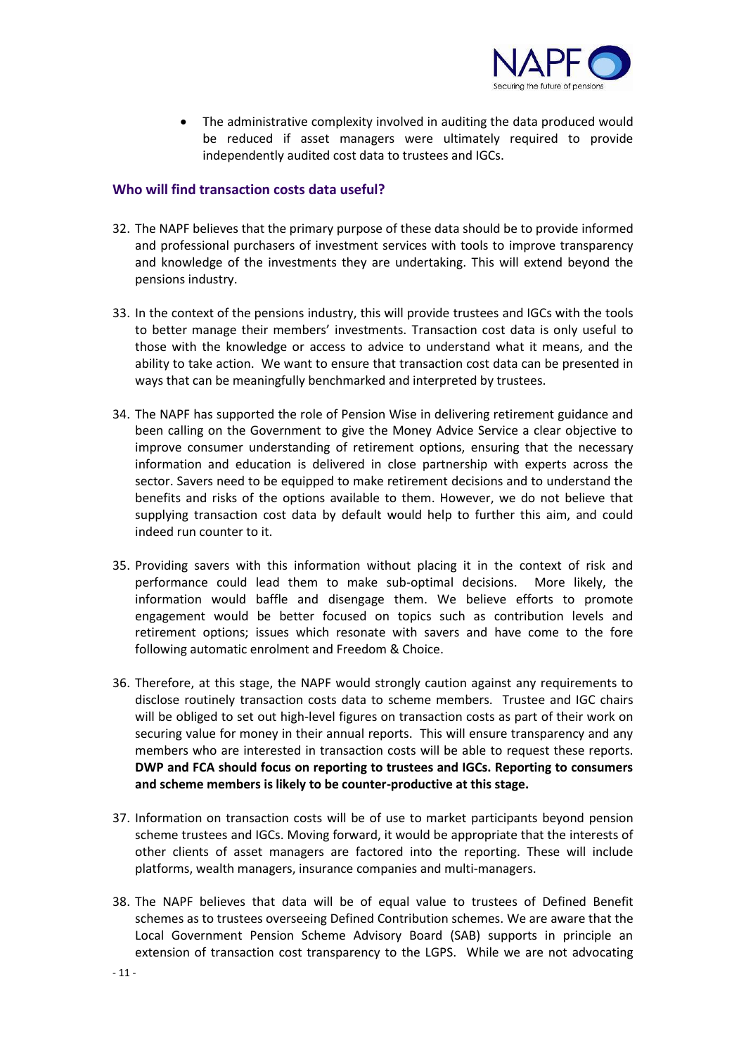- The administrative complexity involved in auditing the data produced would be reduced if asset managers were ultimately required to provide independently audited cost data to trustees and IGCs.

### Who will find transaction costs data useful?

32. The NAPF believes that the primary purpose of these data should be to provide informed and professional purchasers of investment services with tools to improve transparency and knowledge of the investments they are undertaking. This will extend beyond the pensions industry.

33. In the context of the pensions industry, this will provide trustees and IGCs with the tools to better manage their members' investments. Transaction cost data is only useful to those with the knowledge or access to advice to understand what it means, and the ability to take action. We want to ensure that transaction cost data can be presented in ways that can be meaningfully benchmarked and interpreted by trustees.

34. The NAPF has supported the role of Pension Wise in delivering retirement guidance and been calling on the Government to give the Money Advice Service a clear objective to improve consumer understanding of retirement options, ensuring that the necessary information and education is delivered in close partnership with experts across the sector. Savers need to be equipped to make retirement decisions and to understand the benefits and risks of the options available to them. However, we do not believe that supplying transaction cost data by default would help to further this aim, and could indeed run counter to it.

35. Providing savers with this information without placing it in the context of risk and performance could lead them to make sub-optimal decisions. More likely, the information would baffle and disengage them. We believe efforts to promote engagement would be better focused on topics such as contribution levels and retirement options; issues which resonate with savers and have come to the fore following automatic enrolment and Freedom & Choice.

36. Therefore, at this stage, the NAPF would strongly caution against any requirements to disclose routinely transaction costs data to scheme members. Trustee and IGC chairs will be obliged to set out high-level figures on transaction costs as part of their work on securing value for money in their annual reports. This will ensure transparency and any members who are interested in transaction costs will be able to request these reports. **DWP and FCA should focus on reporting to trustees and IGCs. Reporting to consumers and scheme members is likely to be counter-productive at this stage.**

37. Information on transaction costs will be of use to market participants beyond pension scheme trustees and IGCs. Moving forward, it would be appropriate that the interests of other clients of asset managers are factored into the reporting. These will include platforms, wealth managers, insurance companies and multi-managers.

38. The NAPF believes that data will be of equal value to trustees of Defined Benefit schemes as to trustees overseeing Defined Contribution schemes. We are aware that the Local Government Pension Scheme Advisory Board (SAB) supports in principle an extension of transaction cost transparency to the LGPS. While we are not advocating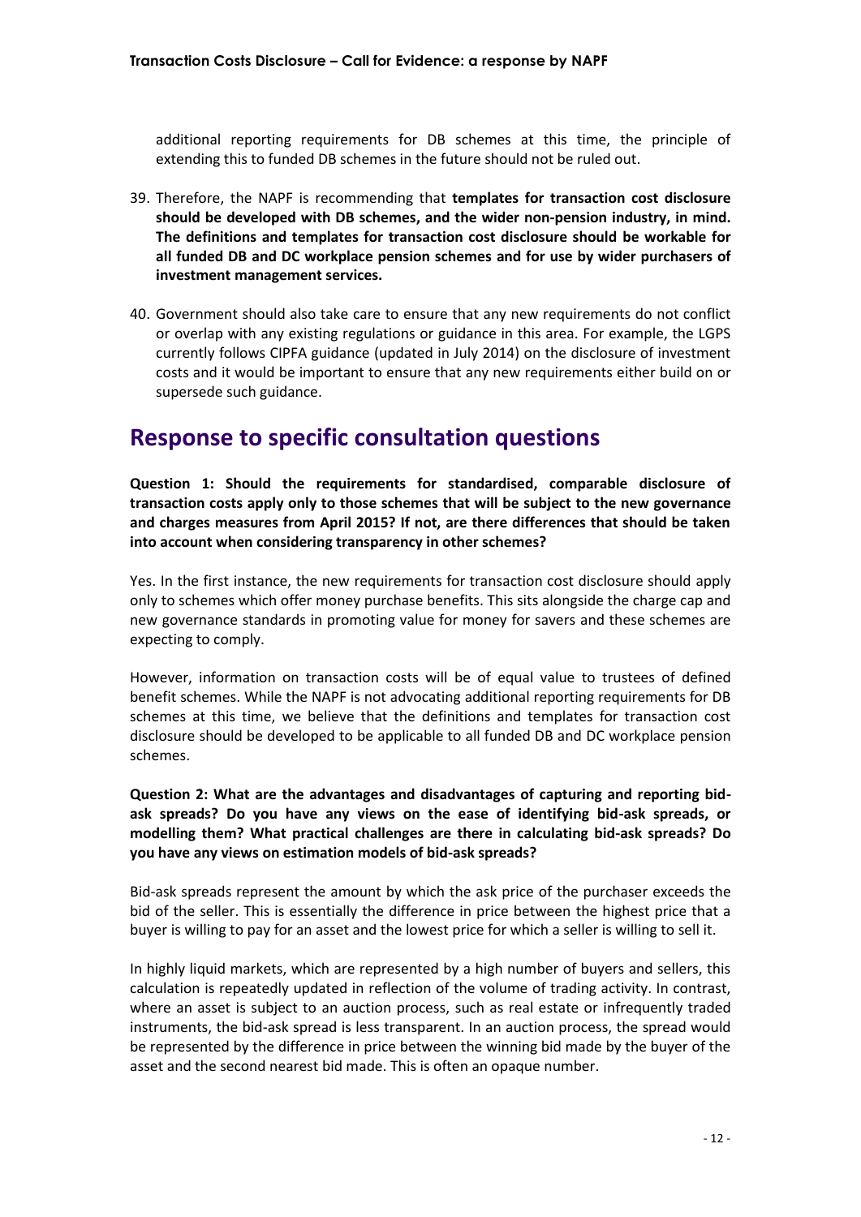additional reporting requirements for DB schemes at this time, the principle of extending this to funded DB schemes in the future should not be ruled out.

39. Therefore, the NAPF is recommending that **templates for transaction cost disclosure should be developed with DB schemes, and the wider non-pension industry, in mind. The definitions and templates for transaction cost disclosure should be workable for all funded DB and DC workplace pension schemes and for use by wider purchasers of investment management services.**

40. Government should also take care to ensure that any new requirements do not conflict or overlap with any existing regulations or guidance in this area. For example, the LGPS currently follows CIPFA guidance (updated in July 2014) on the disclosure of investment costs and it would be important to ensure that any new requirements either build on or supersede such guidance.

## Response to specific consultation questions

**Question 1: Should the requirements for standardised, comparable disclosure of transaction costs apply only to those schemes that will be subject to the new governance and charges measures from April 2015? If not, are there differences that should be taken into account when considering transparency in other schemes?**

Yes. In the first instance, the new requirements for transaction cost disclosure should apply only to schemes which offer money purchase benefits. This sits alongside the charge cap and new governance standards in promoting value for money for savers and these schemes are expecting to comply.

However, information on transaction costs will be of equal value to trustees of defined benefit schemes. While the NAPF is not advocating additional reporting requirements for DB schemes at this time, we believe that the definitions and templates for transaction cost disclosure should be developed to be applicable to all funded DB and DC workplace pension schemes.

**Question 2: What are the advantages and disadvantages of capturing and reporting bid-ask spreads? Do you have any views on the ease of identifying bid-ask spreads, or modelling them? What practical challenges are there in calculating bid-ask spreads? Do you have any views on estimation models of bid-ask spreads?**

Bid-ask spreads represent the amount by which the ask price of the purchaser exceeds the bid of the seller. This is essentially the difference in price between the highest price that a buyer is willing to pay for an asset and the lowest price for which a seller is willing to sell it.

In highly liquid markets, which are represented by a high number of buyers and sellers, this calculation is repeatedly updated in reflection of the volume of trading activity. In contrast, where an asset is subject to an auction process, such as real estate or infrequently traded instruments, the bid-ask spread is less transparent. In an auction process, the spread would be represented by the difference in price between the winning bid made by the buyer of the asset and the second nearest bid made. This is often an opaque number.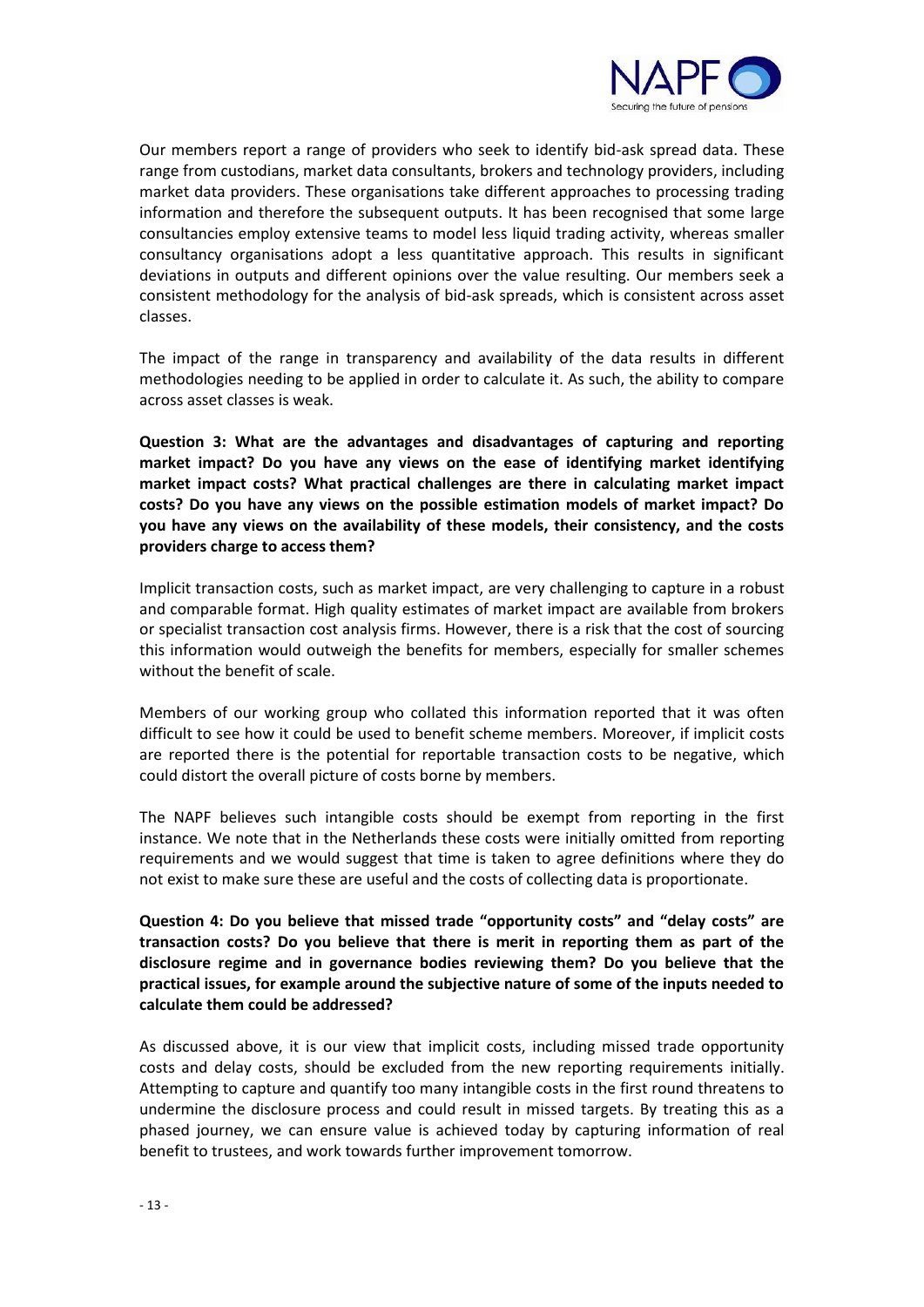Our members report a range of providers who seek to identify bid-ask spread data. These range from custodians, market data consultants, brokers and technology providers, including market data providers. These organisations take different approaches to processing trading information and therefore the subsequent outputs. It has been recognised that some large consultancies employ extensive teams to model less liquid trading activity, whereas smaller consultancy organisations adopt a less quantitative approach. This results in significant deviations in outputs and different opinions over the value resulting. Our members seek a consistent methodology for the analysis of bid-ask spreads, which is consistent across asset classes.

The impact of the range in transparency and availability of the data results in different methodologies needing to be applied in order to calculate it. As such, the ability to compare across asset classes is weak.

**Question 3: What are the advantages and disadvantages of capturing and reporting market impact? Do you have any views on the ease of identifying market identifying market impact costs? What practical challenges are there in calculating market impact costs? Do you have any views on the possible estimation models of market impact? Do you have any views on the availability of these models, their consistency, and the costs providers charge to access them?**

Implicit transaction costs, such as market impact, are very challenging to capture in a robust and comparable format. High quality estimates of market impact are available from brokers or specialist transaction cost analysis firms. However, there is a risk that the cost of sourcing this information would outweigh the benefits for members, especially for smaller schemes without the benefit of scale.

Members of our working group who collated this information reported that it was often difficult to see how it could be used to benefit scheme members. Moreover, if implicit costs are reported there is the potential for reportable transaction costs to be negative, which could distort the overall picture of costs borne by members.

The NAPF believes such intangible costs should be exempt from reporting in the first instance. We note that in the Netherlands these costs were initially omitted from reporting requirements and we would suggest that time is taken to agree definitions where they do not exist to make sure these are useful and the costs of collecting data is proportionate.

**Question 4: Do you believe that missed trade "opportunity costs" and "delay costs" are transaction costs? Do you believe that there is merit in reporting them as part of the disclosure regime and in governance bodies reviewing them? Do you believe that the practical issues, for example around the subjective nature of some of the inputs needed to calculate them could be addressed?**

As discussed above, it is our view that implicit costs, including missed trade opportunity costs and delay costs, should be excluded from the new reporting requirements initially. Attempting to capture and quantify too many intangible costs in the first round threatens to undermine the disclosure process and could result in missed targets. By treating this as a phased journey, we can ensure value is achieved today by capturing information of real benefit to trustees, and work towards further improvement tomorrow.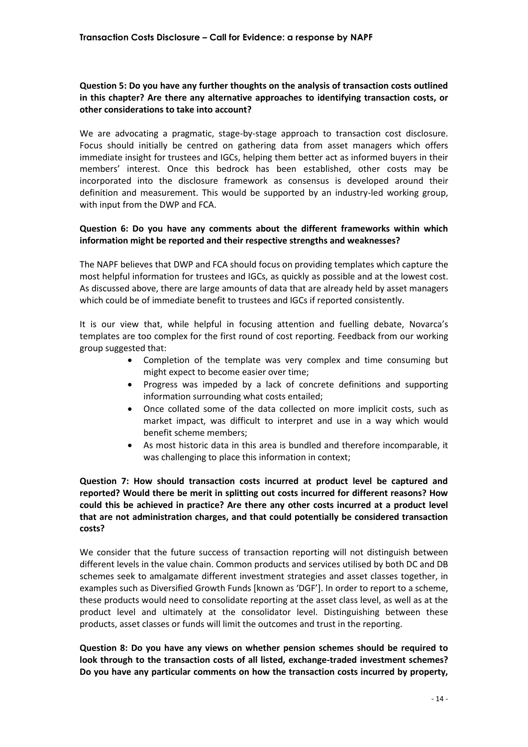**Question 5: Do you have any further thoughts on the analysis of transaction costs outlined in this chapter? Are there any alternative approaches to identifying transaction costs, or other considerations to take into account?**

We are advocating a pragmatic, stage-by-stage approach to transaction cost disclosure. Focus should initially be centred on gathering data from asset managers which offers immediate insight for trustees and IGCs, helping them better act as informed buyers in their members' interest. Once this bedrock has been established, other costs may be incorporated into the disclosure framework as consensus is developed around their definition and measurement. This would be supported by an industry-led working group, with input from the DWP and FCA.

**Question 6: Do you have any comments about the different frameworks within which information might be reported and their respective strengths and weaknesses?**

The NAPF believes that DWP and FCA should focus on providing templates which capture the most helpful information for trustees and IGCs, as quickly as possible and at the lowest cost. As discussed above, there are large amounts of data that are already held by asset managers which could be of immediate benefit to trustees and IGCs if reported consistently.

It is our view that, while helpful in focusing attention and fuelling debate, Novarca's templates are too complex for the first round of cost reporting. Feedback from our working group suggested that:

- Completion of the template was very complex and time consuming but might expect to become easier over time;
- Progress was impeded by a lack of concrete definitions and supporting information surrounding what costs entailed;
- Once collated some of the data collected on more implicit costs, such as market impact, was difficult to interpret and use in a way which would benefit scheme members;
- As most historic data in this area is bundled and therefore incomparable, it was challenging to place this information in context;

**Question 7: How should transaction costs incurred at product level be captured and reported? Would there be merit in splitting out costs incurred for different reasons? How could this be achieved in practice? Are there any other costs incurred at a product level that are not administration charges, and that could potentially be considered transaction costs?**

We consider that the future success of transaction reporting will not distinguish between different levels in the value chain. Common products and services utilised by both DC and DB schemes seek to amalgamate different investment strategies and asset classes together, in examples such as Diversified Growth Funds [known as 'DGF']. In order to report to a scheme, these products would need to consolidate reporting at the asset class level, as well as at the product level and ultimately at the consolidator level. Distinguishing between these products, asset classes or funds will limit the outcomes and trust in the reporting.

**Question 8: Do you have any views on whether pension schemes should be required to look through to the transaction costs of all listed, exchange-traded investment schemes? Do you have any particular comments on how the transaction costs incurred by property,**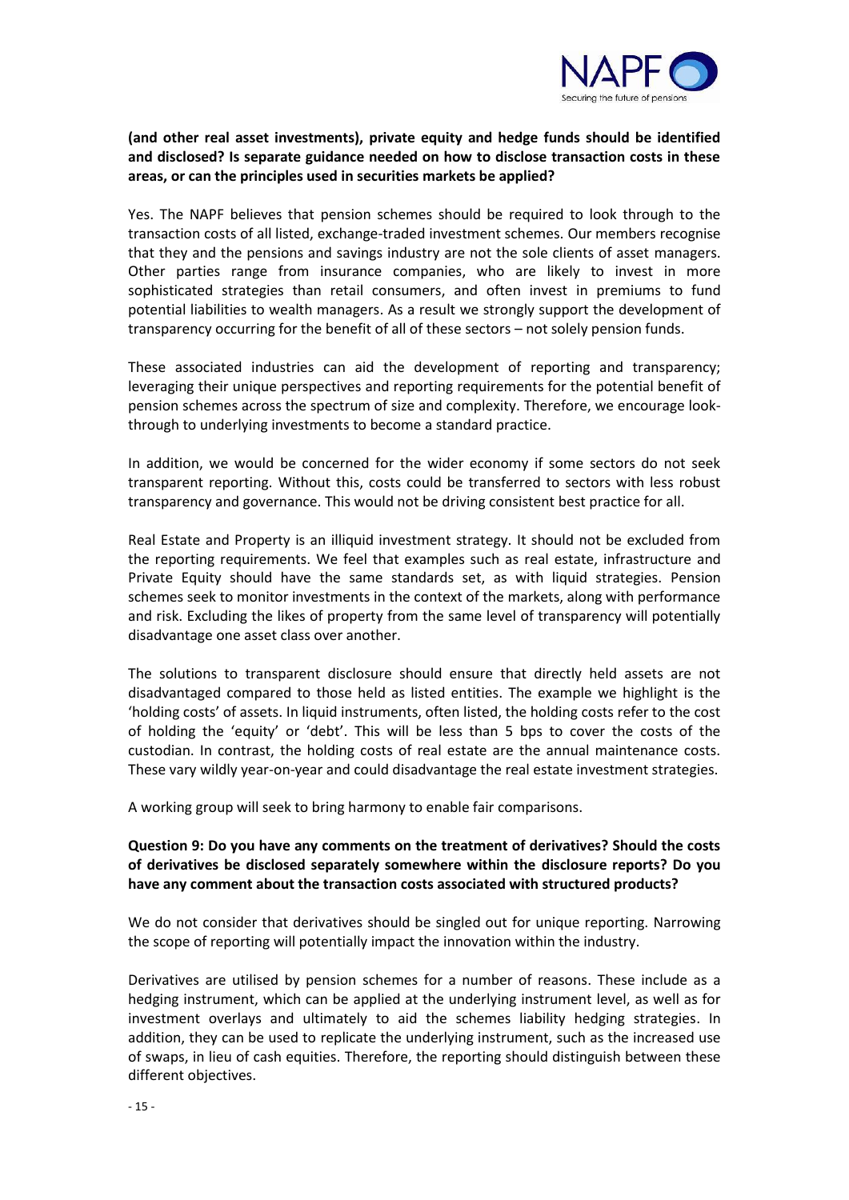**(and other real asset investments), private equity and hedge funds should be identified and disclosed? Is separate guidance needed on how to disclose transaction costs in these areas, or can the principles used in securities markets be applied?**

Yes. The NAPF believes that pension schemes should be required to look through to the transaction costs of all listed, exchange-traded investment schemes. Our members recognise that they and the pensions and savings industry are not the sole clients of asset managers. Other parties range from insurance companies, who are likely to invest in more sophisticated strategies than retail consumers, and often invest in premiums to fund potential liabilities to wealth managers. As a result we strongly support the development of transparency occurring for the benefit of all of these sectors – not solely pension funds.

These associated industries can aid the development of reporting and transparency; leveraging their unique perspectives and reporting requirements for the potential benefit of pension schemes across the spectrum of size and complexity. Therefore, we encourage look-through to underlying investments to become a standard practice.

In addition, we would be concerned for the wider economy if some sectors do not seek transparent reporting. Without this, costs could be transferred to sectors with less robust transparency and governance. This would not be driving consistent best practice for all.

Real Estate and Property is an illiquid investment strategy. It should not be excluded from the reporting requirements. We feel that examples such as real estate, infrastructure and Private Equity should have the same standards set, as with liquid strategies. Pension schemes seek to monitor investments in the context of the markets, along with performance and risk. Excluding the likes of property from the same level of transparency will potentially disadvantage one asset class over another.

The solutions to transparent disclosure should ensure that directly held assets are not disadvantaged compared to those held as listed entities. The example we highlight is the 'holding costs' of assets. In liquid instruments, often listed, the holding costs refer to the cost of holding the 'equity' or 'debt'. This will be less than 5 bps to cover the costs of the custodian. In contrast, the holding costs of real estate are the annual maintenance costs. These vary wildly year-on-year and could disadvantage the real estate investment strategies.

A working group will seek to bring harmony to enable fair comparisons.

**Question 9: Do you have any comments on the treatment of derivatives? Should the costs of derivatives be disclosed separately somewhere within the disclosure reports? Do you have any comment about the transaction costs associated with structured products?**

We do not consider that derivatives should be singled out for unique reporting. Narrowing the scope of reporting will potentially impact the innovation within the industry.

Derivatives are utilised by pension schemes for a number of reasons. These include as a hedging instrument, which can be applied at the underlying instrument level, as well as for investment overlays and ultimately to aid the schemes liability hedging strategies. In addition, they can be used to replicate the underlying instrument, such as the increased use of swaps, in lieu of cash equities. Therefore, the reporting should distinguish between these different objectives.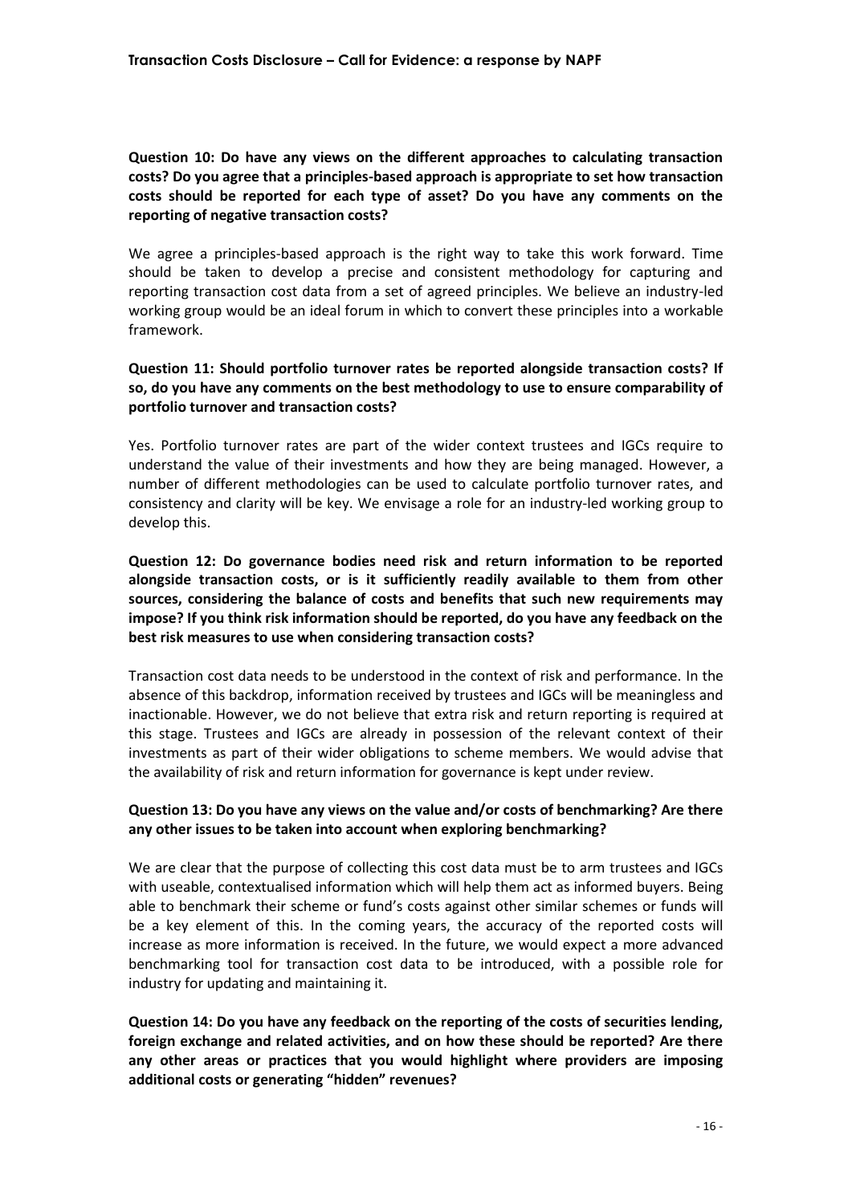**Question 10: Do have any views on the different approaches to calculating transaction costs? Do you agree that a principles-based approach is appropriate to set how transaction costs should be reported for each type of asset? Do you have any comments on the reporting of negative transaction costs?**

We agree a principles-based approach is the right way to take this work forward. Time should be taken to develop a precise and consistent methodology for capturing and reporting transaction cost data from a set of agreed principles. We believe an industry-led working group would be an ideal forum in which to convert these principles into a workable framework.

**Question 11: Should portfolio turnover rates be reported alongside transaction costs? If so, do you have any comments on the best methodology to use to ensure comparability of portfolio turnover and transaction costs?**

Yes. Portfolio turnover rates are part of the wider context trustees and IGCs require to understand the value of their investments and how they are being managed. However, a number of different methodologies can be used to calculate portfolio turnover rates, and consistency and clarity will be key. We envisage a role for an industry-led working group to develop this.

**Question 12: Do governance bodies need risk and return information to be reported alongside transaction costs, or is it sufficiently readily available to them from other sources, considering the balance of costs and benefits that such new requirements may impose? If you think risk information should be reported, do you have any feedback on the best risk measures to use when considering transaction costs?**

Transaction cost data needs to be understood in the context of risk and performance. In the absence of this backdrop, information received by trustees and IGCs will be meaningless and inactionable. However, we do not believe that extra risk and return reporting is required at this stage. Trustees and IGCs are already in possession of the relevant context of their investments as part of their wider obligations to scheme members. We would advise that the availability of risk and return information for governance is kept under review.

**Question 13: Do you have any views on the value and/or costs of benchmarking? Are there any other issues to be taken into account when exploring benchmarking?**

We are clear that the purpose of collecting this cost data must be to arm trustees and IGCs with useable, contextualised information which will help them act as informed buyers. Being able to benchmark their scheme or fund's costs against other similar schemes or funds will be a key element of this. In the coming years, the accuracy of the reported costs will increase as more information is received. In the future, we would expect a more advanced benchmarking tool for transaction cost data to be introduced, with a possible role for industry for updating and maintaining it.

**Question 14: Do you have any feedback on the reporting of the costs of securities lending, foreign exchange and related activities, and on how these should be reported? Are there any other areas or practices that you would highlight where providers are imposing additional costs or generating "hidden" revenues?**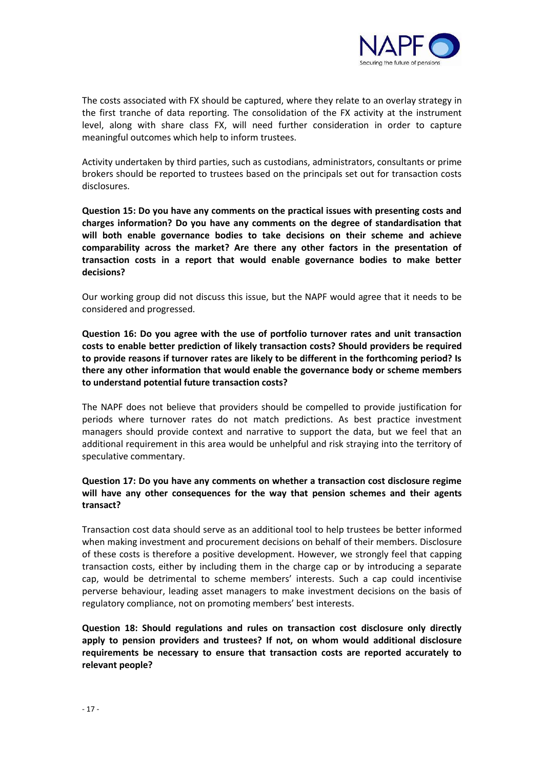The costs associated with FX should be captured, where they relate to an overlay strategy in the first tranche of data reporting. The consolidation of the FX activity at the instrument level, along with share class FX, will need further consideration in order to capture meaningful outcomes which help to inform trustees.

Activity undertaken by third parties, such as custodians, administrators, consultants or prime brokers should be reported to trustees based on the principals set out for transaction costs disclosures.

**Question 15: Do you have any comments on the practical issues with presenting costs and charges information? Do you have any comments on the degree of standardisation that will both enable governance bodies to take decisions on their scheme and achieve comparability across the market? Are there any other factors in the presentation of transaction costs in a report that would enable governance bodies to make better decisions?**

Our working group did not discuss this issue, but the NAPF would agree that it needs to be considered and progressed.

**Question 16: Do you agree with the use of portfolio turnover rates and unit transaction costs to enable better prediction of likely transaction costs? Should providers be required to provide reasons if turnover rates are likely to be different in the forthcoming period? Is there any other information that would enable the governance body or scheme members to understand potential future transaction costs?**

The NAPF does not believe that providers should be compelled to provide justification for periods where turnover rates do not match predictions. As best practice investment managers should provide context and narrative to support the data, but we feel that an additional requirement in this area would be unhelpful and risk straying into the territory of speculative commentary.

**Question 17: Do you have any comments on whether a transaction cost disclosure regime will have any other consequences for the way that pension schemes and their agents transact?**

Transaction cost data should serve as an additional tool to help trustees be better informed when making investment and procurement decisions on behalf of their members. Disclosure of these costs is therefore a positive development. However, we strongly feel that capping transaction costs, either by including them in the charge cap or by introducing a separate cap, would be detrimental to scheme members' interests. Such a cap could incentivise perverse behaviour, leading asset managers to make investment decisions on the basis of regulatory compliance, not on promoting members' best interests.

**Question 18: Should regulations and rules on transaction cost disclosure only directly apply to pension providers and trustees? If not, on whom would additional disclosure requirements be necessary to ensure that transaction costs are reported accurately to relevant people?**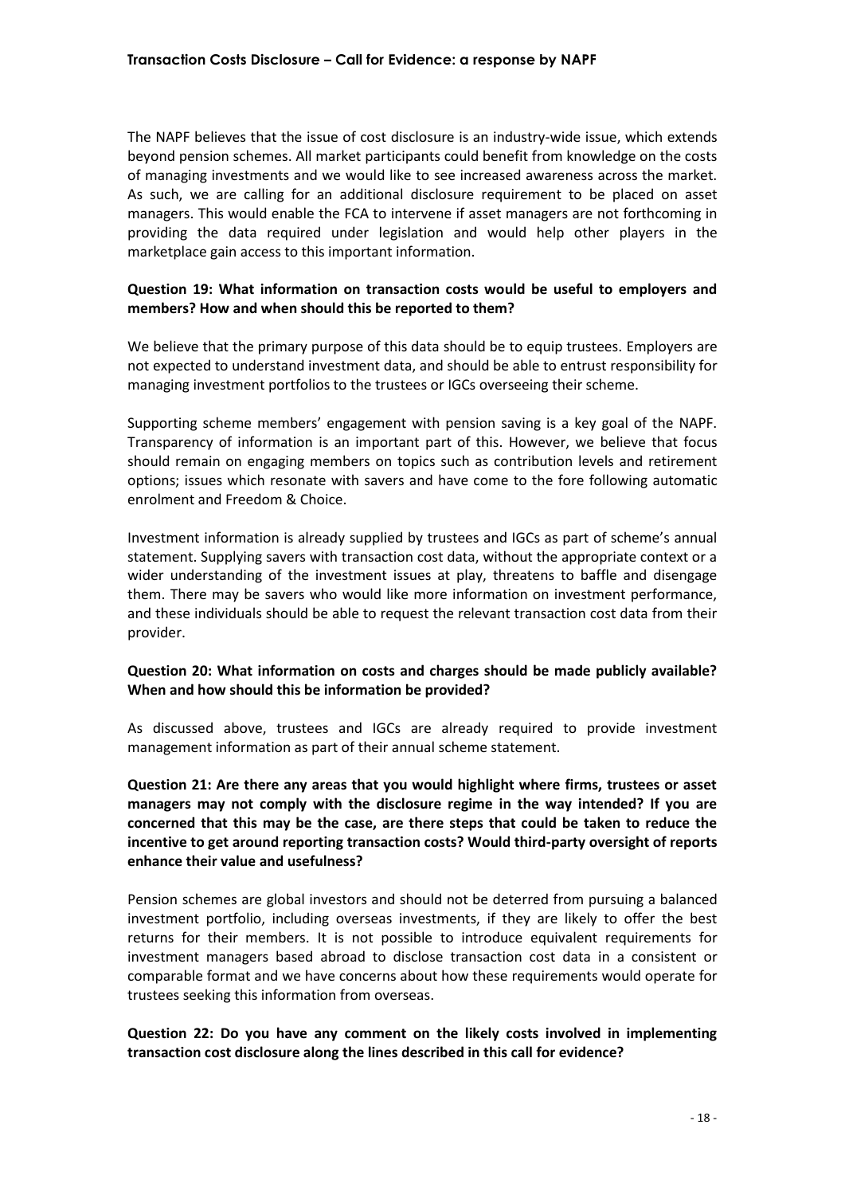The NAPF believes that the issue of cost disclosure is an industry-wide issue, which extends beyond pension schemes. All market participants could benefit from knowledge on the costs of managing investments and we would like to see increased awareness across the market. As such, we are calling for an additional disclosure requirement to be placed on asset managers. This would enable the FCA to intervene if asset managers are not forthcoming in providing the data required under legislation and would help other players in the marketplace gain access to this important information.

**Question 19: What information on transaction costs would be useful to employers and members? How and when should this be reported to them?**

We believe that the primary purpose of this data should be to equip trustees. Employers are not expected to understand investment data, and should be able to entrust responsibility for managing investment portfolios to the trustees or IGCs overseeing their scheme.

Supporting scheme members' engagement with pension saving is a key goal of the NAPF. Transparency of information is an important part of this. However, we believe that focus should remain on engaging members on topics such as contribution levels and retirement options; issues which resonate with savers and have come to the fore following automatic enrolment and Freedom & Choice.

Investment information is already supplied by trustees and IGCs as part of scheme's annual statement. Supplying savers with transaction cost data, without the appropriate context or a wider understanding of the investment issues at play, threatens to baffle and disengage them. There may be savers who would like more information on investment performance, and these individuals should be able to request the relevant transaction cost data from their provider.

**Question 20: What information on costs and charges should be made publicly available? When and how should this be information be provided?**

As discussed above, trustees and IGCs are already required to provide investment management information as part of their annual scheme statement.

**Question 21: Are there any areas that you would highlight where firms, trustees or asset managers may not comply with the disclosure regime in the way intended? If you are concerned that this may be the case, are there steps that could be taken to reduce the incentive to get around reporting transaction costs? Would third-party oversight of reports enhance their value and usefulness?**

Pension schemes are global investors and should not be deterred from pursuing a balanced investment portfolio, including overseas investments, if they are likely to offer the best returns for their members. It is not possible to introduce equivalent requirements for investment managers based abroad to disclose transaction cost data in a consistent or comparable format and we have concerns about how these requirements would operate for trustees seeking this information from overseas.

**Question 22: Do you have any comment on the likely costs involved in implementing transaction cost disclosure along the lines described in this call for evidence?**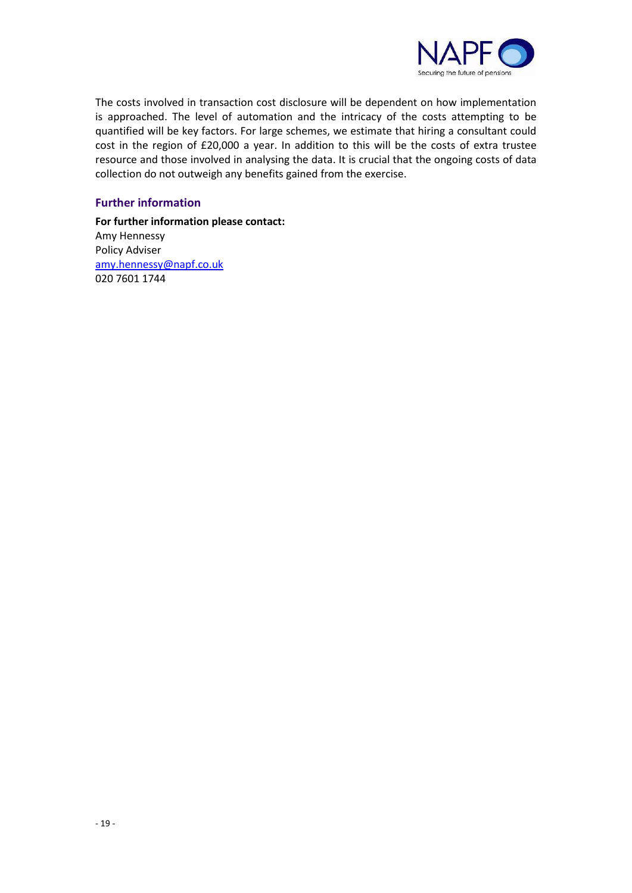The costs involved in transaction cost disclosure will be dependent on how implementation is approached. The level of automation and the intricacy of the costs attempting to be quantified will be key factors. For large schemes, we estimate that hiring a consultant could cost in the region of £20,000 a year. In addition to this will be the costs of extra trustee resource and those involved in analysing the data. It is crucial that the ongoing costs of data collection do not outweigh any benefits gained from the exercise.

## Further information

**For further information please contact:**
Amy Hennessy
Policy Adviser
amy.hennessy@napf.co.uk
020 7601 1744